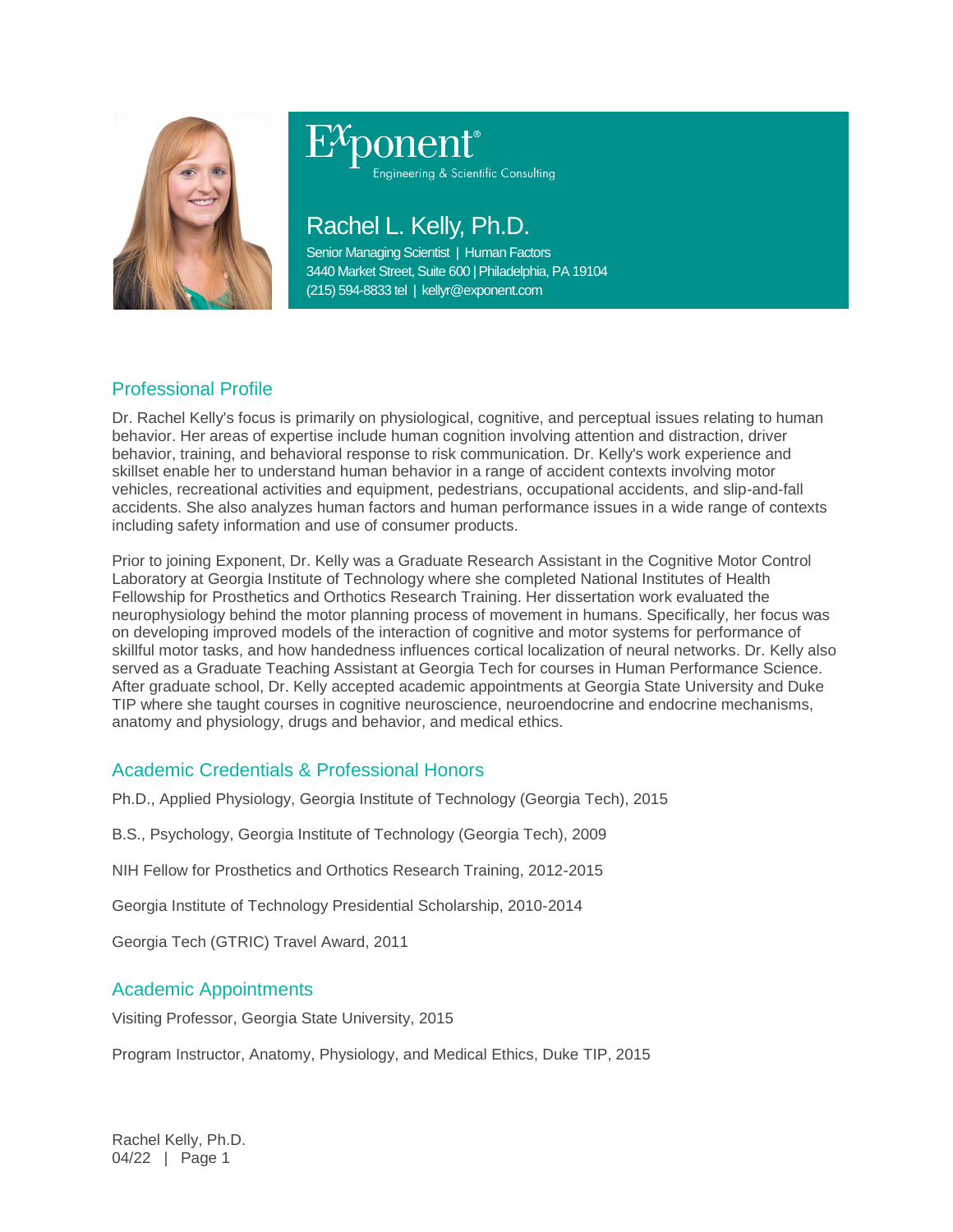Exponent®
Engineering & Scientific Consulting

# Rachel L. Kelly, Ph.D.

Senior Managing Scientist | Human Factors
3440 Market Street, Suite 600 | Philadelphia, PA 19104
(215) 594-8833 tel | kellyr@exponent.com

## Professional Profile

Dr. Rachel Kelly's focus is primarily on physiological, cognitive, and perceptual issues relating to human behavior. Her areas of expertise include human cognition involving attention and distraction, driver behavior, training, and behavioral response to risk communication. Dr. Kelly's work experience and skillset enable her to understand human behavior in a range of accident contexts involving motor vehicles, recreational activities and equipment, pedestrians, occupational accidents, and slip-and-fall accidents. She also analyzes human factors and human performance issues in a wide range of contexts including safety information and use of consumer products.

Prior to joining Exponent, Dr. Kelly was a Graduate Research Assistant in the Cognitive Motor Control Laboratory at Georgia Institute of Technology where she completed National Institutes of Health Fellowship for Prosthetics and Orthotics Research Training. Her dissertation work evaluated the neurophysiology behind the motor planning process of movement in humans. Specifically, her focus was on developing improved models of the interaction of cognitive and motor systems for performance of skillful motor tasks, and how handedness influences cortical localization of neural networks. Dr. Kelly also served as a Graduate Teaching Assistant at Georgia Tech for courses in Human Performance Science. After graduate school, Dr. Kelly accepted academic appointments at Georgia State University and Duke TIP where she taught courses in cognitive neuroscience, neuroendocrine and endocrine mechanisms, anatomy and physiology, drugs and behavior, and medical ethics.

## Academic Credentials & Professional Honors

Ph.D., Applied Physiology, Georgia Institute of Technology (Georgia Tech), 2015

B.S., Psychology, Georgia Institute of Technology (Georgia Tech), 2009

NIH Fellow for Prosthetics and Orthotics Research Training, 2012-2015

Georgia Institute of Technology Presidential Scholarship, 2010-2014

Georgia Tech (GTRIC) Travel Award, 2011

## Academic Appointments

Visiting Professor, Georgia State University, 2015

Program Instructor, Anatomy, Physiology, and Medical Ethics, Duke TIP, 2015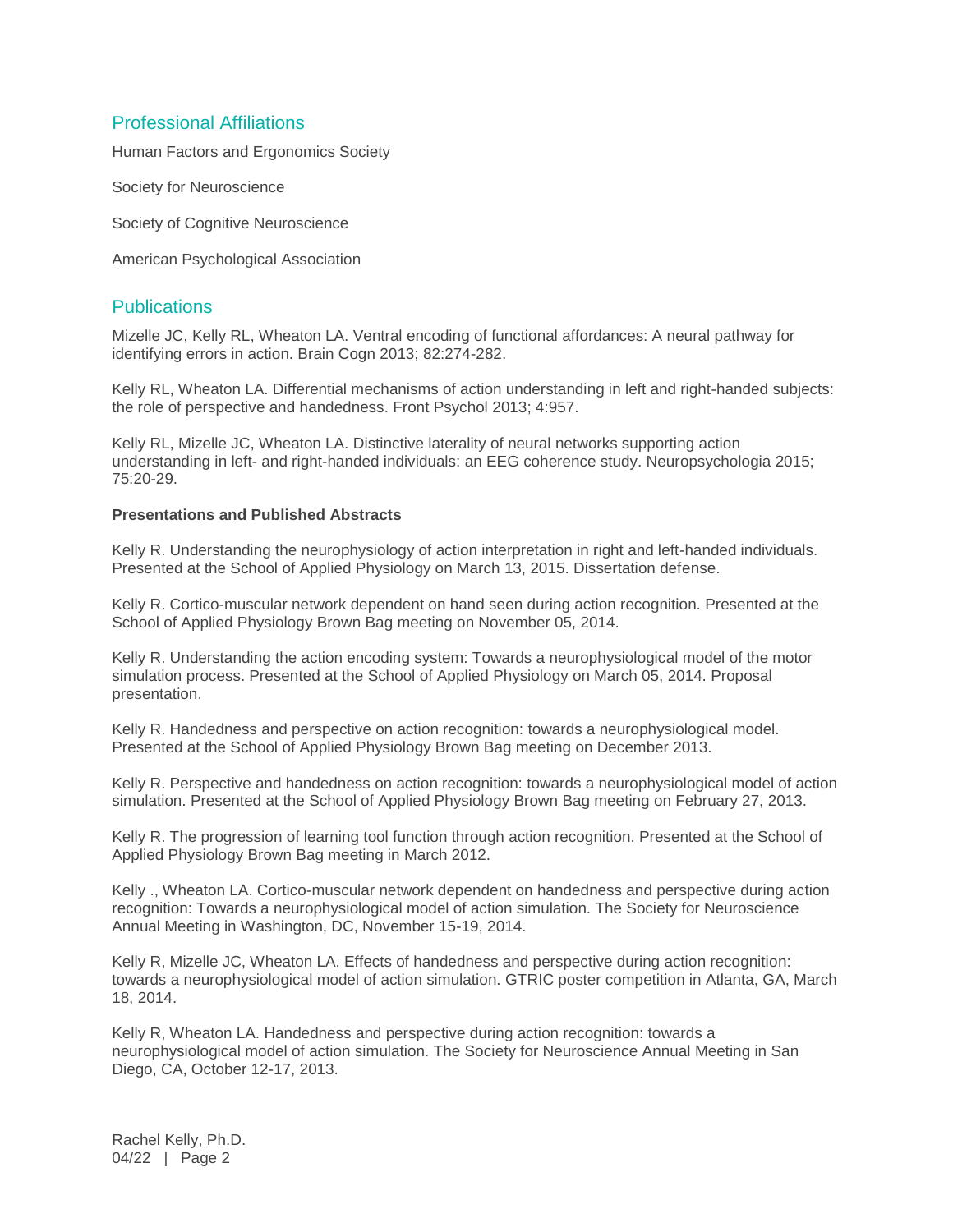## Professional Affiliations

Human Factors and Ergonomics Society

Society for Neuroscience

Society of Cognitive Neuroscience

American Psychological Association

## Publications

Mizelle JC, Kelly RL, Wheaton LA. Ventral encoding of functional affordances: A neural pathway for identifying errors in action. Brain Cogn 2013; 82:274-282.

Kelly RL, Wheaton LA. Differential mechanisms of action understanding in left and right-handed subjects: the role of perspective and handedness. Front Psychol 2013; 4:957.

Kelly RL, Mizelle JC, Wheaton LA. Distinctive laterality of neural networks supporting action understanding in left- and right-handed individuals: an EEG coherence study. Neuropsychologia 2015; 75:20-29.

**Presentations and Published Abstracts**

Kelly R. Understanding the neurophysiology of action interpretation in right and left-handed individuals. Presented at the School of Applied Physiology on March 13, 2015. Dissertation defense.

Kelly R. Cortico-muscular network dependent on hand seen during action recognition. Presented at the School of Applied Physiology Brown Bag meeting on November 05, 2014.

Kelly R. Understanding the action encoding system: Towards a neurophysiological model of the motor simulation process. Presented at the School of Applied Physiology on March 05, 2014. Proposal presentation.

Kelly R. Handedness and perspective on action recognition: towards a neurophysiological model. Presented at the School of Applied Physiology Brown Bag meeting on December 2013.

Kelly R. Perspective and handedness on action recognition: towards a neurophysiological model of action simulation. Presented at the School of Applied Physiology Brown Bag meeting on February 27, 2013.

Kelly R. The progression of learning tool function through action recognition. Presented at the School of Applied Physiology Brown Bag meeting in March 2012.

Kelly ., Wheaton LA. Cortico-muscular network dependent on handedness and perspective during action recognition: Towards a neurophysiological model of action simulation. The Society for Neuroscience Annual Meeting in Washington, DC, November 15-19, 2014.

Kelly R, Mizelle JC, Wheaton LA. Effects of handedness and perspective during action recognition: towards a neurophysiological model of action simulation. GTRIC poster competition in Atlanta, GA, March 18, 2014.

Kelly R, Wheaton LA. Handedness and perspective during action recognition: towards a neurophysiological model of action simulation. The Society for Neuroscience Annual Meeting in San Diego, CA, October 12-17, 2013.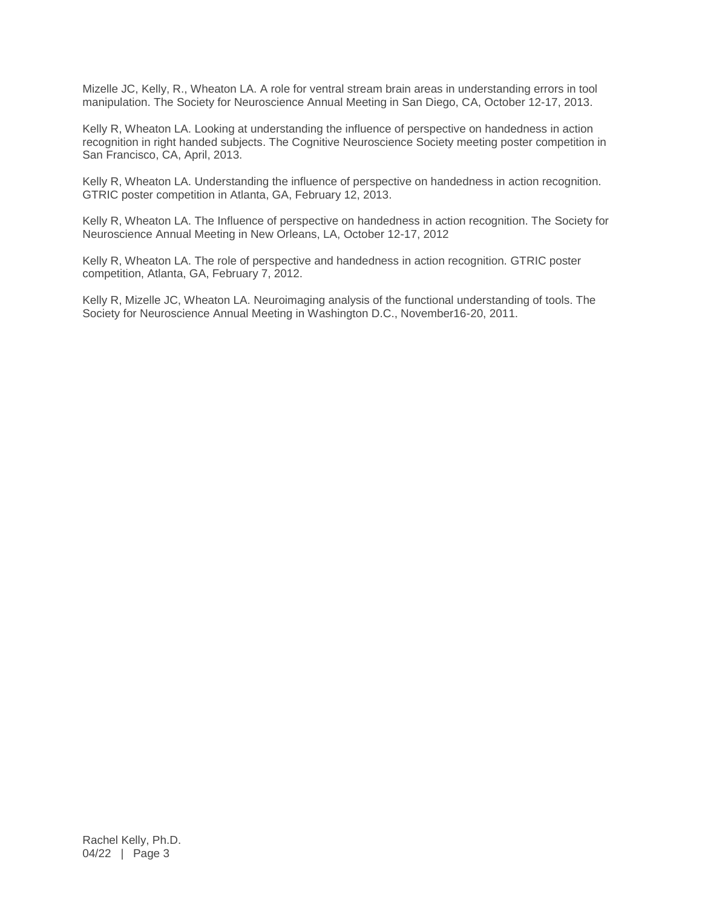Mizelle JC, Kelly, R., Wheaton LA. A role for ventral stream brain areas in understanding errors in tool manipulation. The Society for Neuroscience Annual Meeting in San Diego, CA, October 12-17, 2013.

Kelly R, Wheaton LA. Looking at understanding the influence of perspective on handedness in action recognition in right handed subjects. The Cognitive Neuroscience Society meeting poster competition in San Francisco, CA, April, 2013.

Kelly R, Wheaton LA. Understanding the influence of perspective on handedness in action recognition. GTRIC poster competition in Atlanta, GA, February 12, 2013.

Kelly R, Wheaton LA. The Influence of perspective on handedness in action recognition. The Society for Neuroscience Annual Meeting in New Orleans, LA, October 12-17, 2012

Kelly R, Wheaton LA. The role of perspective and handedness in action recognition. GTRIC poster competition, Atlanta, GA, February 7, 2012.

Kelly R, Mizelle JC, Wheaton LA. Neuroimaging analysis of the functional understanding of tools. The Society for Neuroscience Annual Meeting in Washington D.C., November16-20, 2011.